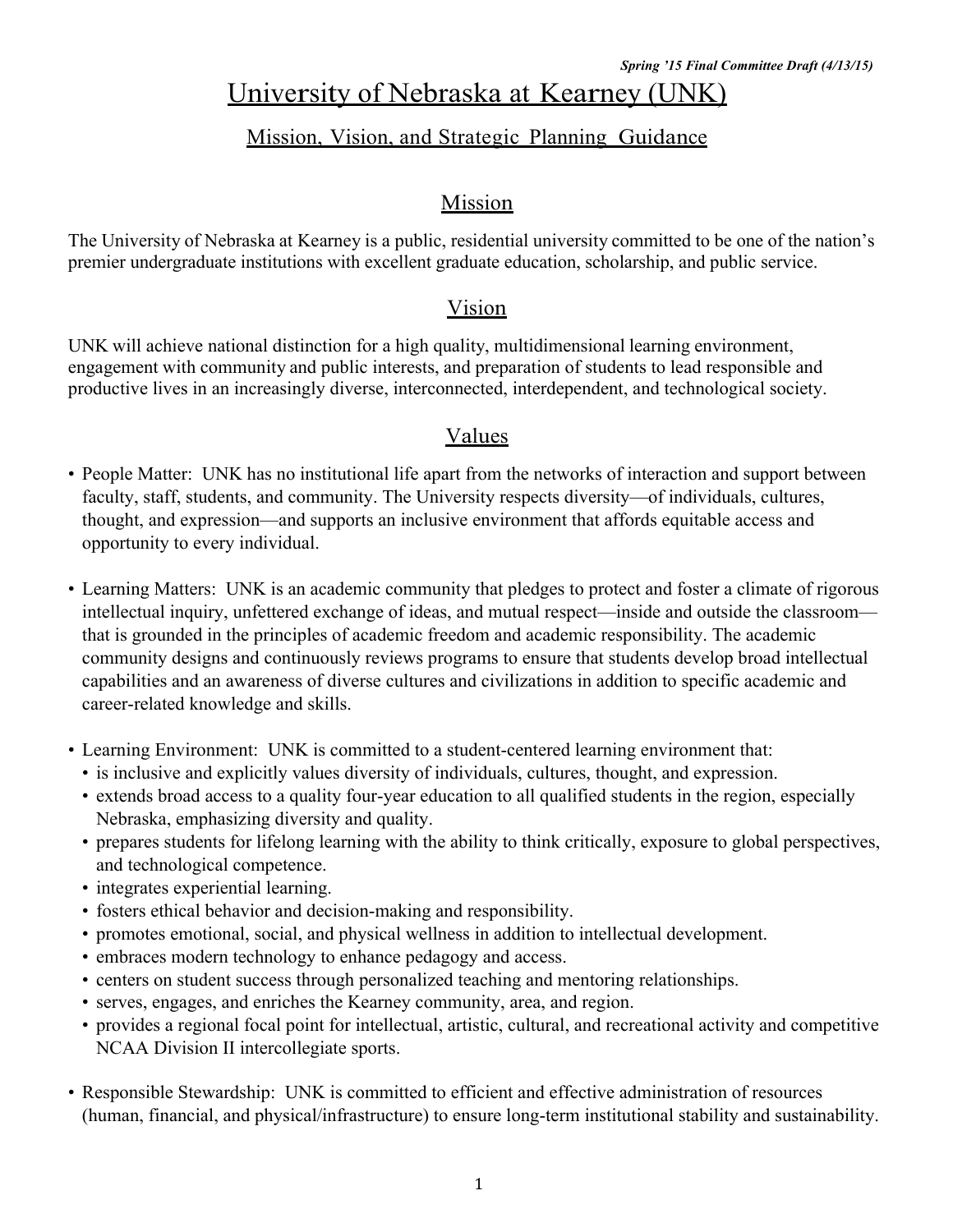*Spring '15 Final Committee Draft (4/13/15)*

# University of Nebraska at Kearney (UNK)

## Mission, Vision, and Strategic Planning Guidance

## Mission

The University of Nebraska at Kearney is a public, residential university committed to be one of the nation's premier undergraduate institutions with excellent graduate education, scholarship, and public service.

## Vision

UNK will achieve national distinction for a high quality, multidimensional learning environment, engagement with community and public interests, and preparation of students to lead responsible and productive lives in an increasingly diverse, interconnected, interdependent, and technological society.

## Values

- People Matter: UNK has no institutional life apart from the networks of interaction and support between faculty, staff, students, and community. The University respects diversity—of individuals, cultures, thought, and expression—and supports an inclusive environment that affords equitable access and opportunity to every individual.

- Learning Matters: UNK is an academic community that pledges to protect and foster a climate of rigorous intellectual inquiry, unfettered exchange of ideas, and mutual respect—inside and outside the classroom—that is grounded in the principles of academic freedom and academic responsibility. The academic community designs and continuously reviews programs to ensure that students develop broad intellectual capabilities and an awareness of diverse cultures and civilizations in addition to specific academic and career-related knowledge and skills.

- Learning Environment: UNK is committed to a student-centered learning environment that:
  - is inclusive and explicitly values diversity of individuals, cultures, thought, and expression.
  - extends broad access to a quality four-year education to all qualified students in the region, especially Nebraska, emphasizing diversity and quality.
  - prepares students for lifelong learning with the ability to think critically, exposure to global perspectives, and technological competence.
  - integrates experiential learning.
  - fosters ethical behavior and decision-making and responsibility.
  - promotes emotional, social, and physical wellness in addition to intellectual development.
  - embraces modern technology to enhance pedagogy and access.
  - centers on student success through personalized teaching and mentoring relationships.
  - serves, engages, and enriches the Kearney community, area, and region.
  - provides a regional focal point for intellectual, artistic, cultural, and recreational activity and competitive NCAA Division II intercollegiate sports.

- Responsible Stewardship: UNK is committed to efficient and effective administration of resources (human, financial, and physical/infrastructure) to ensure long-term institutional stability and sustainability.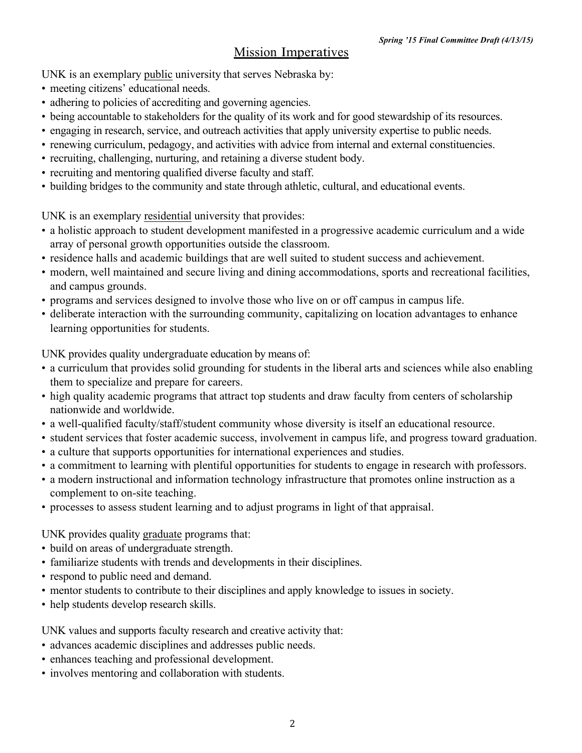## Mission Imperatives

UNK is an exemplary <u>public</u> university that serves Nebraska by:

- meeting citizens' educational needs.
- adhering to policies of accrediting and governing agencies.
- being accountable to stakeholders for the quality of its work and for good stewardship of its resources.
- engaging in research, service, and outreach activities that apply university expertise to public needs.
- renewing curriculum, pedagogy, and activities with advice from internal and external constituencies.
- recruiting, challenging, nurturing, and retaining a diverse student body.
- recruiting and mentoring qualified diverse faculty and staff.
- building bridges to the community and state through athletic, cultural, and educational events.

UNK is an exemplary <u>residential</u> university that provides:

- a holistic approach to student development manifested in a progressive academic curriculum and a wide array of personal growth opportunities outside the classroom.
- residence halls and academic buildings that are well suited to student success and achievement.
- modern, well maintained and secure living and dining accommodations, sports and recreational facilities, and campus grounds.
- programs and services designed to involve those who live on or off campus in campus life.
- deliberate interaction with the surrounding community, capitalizing on location advantages to enhance learning opportunities for students.

UNK provides quality undergraduate education by means of:

- a curriculum that provides solid grounding for students in the liberal arts and sciences while also enabling them to specialize and prepare for careers.
- high quality academic programs that attract top students and draw faculty from centers of scholarship nationwide and worldwide.
- a well-qualified faculty/staff/student community whose diversity is itself an educational resource.
- student services that foster academic success, involvement in campus life, and progress toward graduation.
- a culture that supports opportunities for international experiences and studies.
- a commitment to learning with plentiful opportunities for students to engage in research with professors.
- a modern instructional and information technology infrastructure that promotes online instruction as a complement to on-site teaching.
- processes to assess student learning and to adjust programs in light of that appraisal.

UNK provides quality <u>graduate</u> programs that:

- build on areas of undergraduate strength.
- familiarize students with trends and developments in their disciplines.
- respond to public need and demand.
- mentor students to contribute to their disciplines and apply knowledge to issues in society.
- help students develop research skills.

UNK values and supports faculty research and creative activity that:

- advances academic disciplines and addresses public needs.
- enhances teaching and professional development.
- involves mentoring and collaboration with students.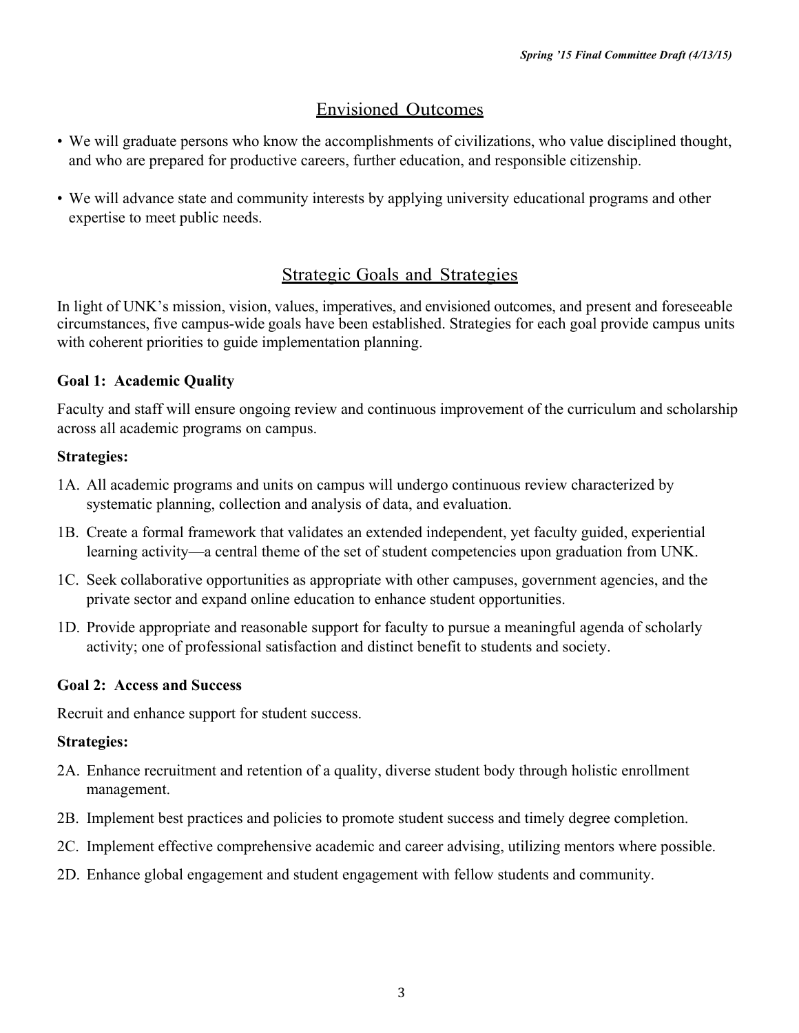## Envisioned Outcomes

- We will graduate persons who know the accomplishments of civilizations, who value disciplined thought, and who are prepared for productive careers, further education, and responsible citizenship.
- We will advance state and community interests by applying university educational programs and other expertise to meet public needs.

## Strategic Goals and Strategies

In light of UNK's mission, vision, values, imperatives, and envisioned outcomes, and present and foreseeable circumstances, five campus-wide goals have been established. Strategies for each goal provide campus units with coherent priorities to guide implementation planning.

### Goal 1: Academic Quality

Faculty and staff will ensure ongoing review and continuous improvement of the curriculum and scholarship across all academic programs on campus.

**Strategies:**

1A. All academic programs and units on campus will undergo continuous review characterized by systematic planning, collection and analysis of data, and evaluation.

1B. Create a formal framework that validates an extended independent, yet faculty guided, experiential learning activity—a central theme of the set of student competencies upon graduation from UNK.

1C. Seek collaborative opportunities as appropriate with other campuses, government agencies, and the private sector and expand online education to enhance student opportunities.

1D. Provide appropriate and reasonable support for faculty to pursue a meaningful agenda of scholarly activity; one of professional satisfaction and distinct benefit to students and society.

### Goal 2: Access and Success

Recruit and enhance support for student success.

**Strategies:**

2A. Enhance recruitment and retention of a quality, diverse student body through holistic enrollment management.

2B. Implement best practices and policies to promote student success and timely degree completion.

2C. Implement effective comprehensive academic and career advising, utilizing mentors where possible.

2D. Enhance global engagement and student engagement with fellow students and community.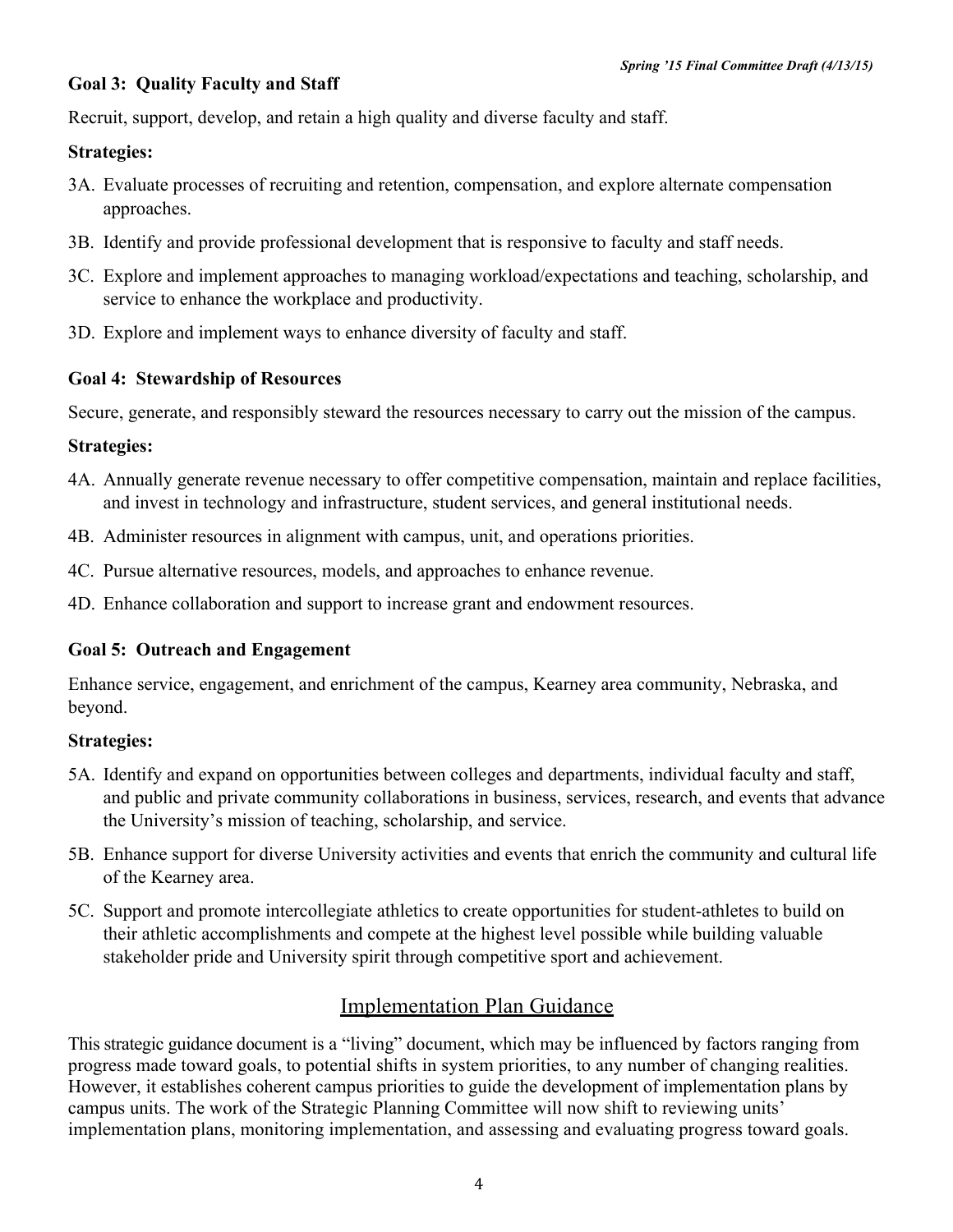**Goal 3: Quality Faculty and Staff**

Recruit, support, develop, and retain a high quality and diverse faculty and staff.

**Strategies:**

3A. Evaluate processes of recruiting and retention, compensation, and explore alternate compensation approaches.

3B. Identify and provide professional development that is responsive to faculty and staff needs.

3C. Explore and implement approaches to managing workload/expectations and teaching, scholarship, and service to enhance the workplace and productivity.

3D. Explore and implement ways to enhance diversity of faculty and staff.

**Goal 4: Stewardship of Resources**

Secure, generate, and responsibly steward the resources necessary to carry out the mission of the campus.

**Strategies:**

4A. Annually generate revenue necessary to offer competitive compensation, maintain and replace facilities, and invest in technology and infrastructure, student services, and general institutional needs.

4B. Administer resources in alignment with campus, unit, and operations priorities.

4C. Pursue alternative resources, models, and approaches to enhance revenue.

4D. Enhance collaboration and support to increase grant and endowment resources.

**Goal 5: Outreach and Engagement**

Enhance service, engagement, and enrichment of the campus, Kearney area community, Nebraska, and beyond.

**Strategies:**

5A. Identify and expand on opportunities between colleges and departments, individual faculty and staff, and public and private community collaborations in business, services, research, and events that advance the University's mission of teaching, scholarship, and service.

5B. Enhance support for diverse University activities and events that enrich the community and cultural life of the Kearney area.

5C. Support and promote intercollegiate athletics to create opportunities for student-athletes to build on their athletic accomplishments and compete at the highest level possible while building valuable stakeholder pride and University spirit through competitive sport and achievement.

## Implementation Plan Guidance

This strategic guidance document is a "living" document, which may be influenced by factors ranging from progress made toward goals, to potential shifts in system priorities, to any number of changing realities. However, it establishes coherent campus priorities to guide the development of implementation plans by campus units. The work of the Strategic Planning Committee will now shift to reviewing units' implementation plans, monitoring implementation, and assessing and evaluating progress toward goals.